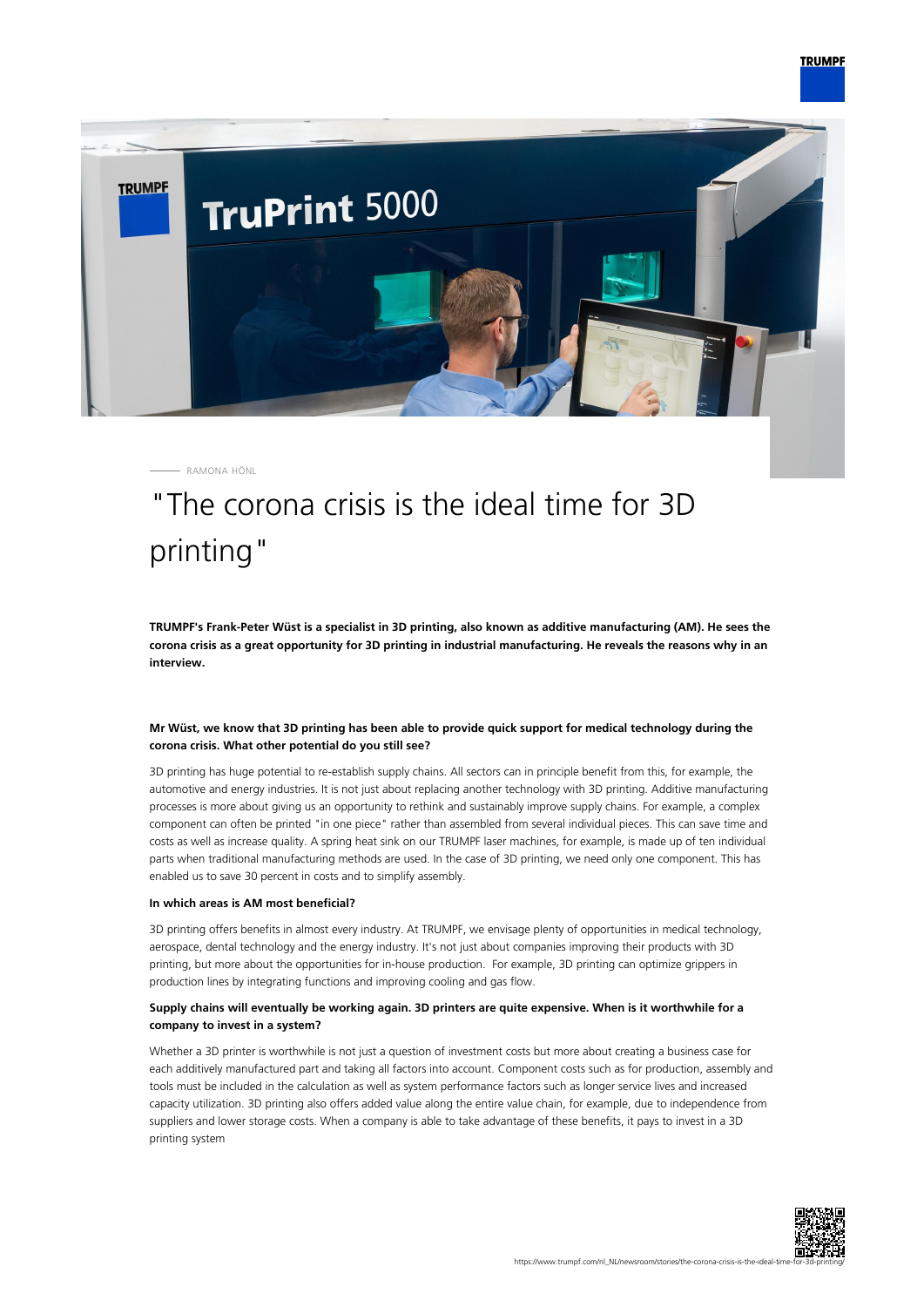RAMONA HÖNL

# "The corona crisis is the ideal time for 3D printing"

**TRUMPF's Frank-Peter Wüst is a specialist in 3D printing, also known as additive manufacturing (AM). He sees the corona crisis as a great opportunity for 3D printing in industrial manufacturing. He reveals the reasons why in an interview.**

**Mr Wüst, we know that 3D printing has been able to provide quick support for medical technology during the corona crisis. What other potential do you still see?**

3D printing has huge potential to re-establish supply chains. All sectors can in principle benefit from this, for example, the automotive and energy industries. It is not just about replacing another technology with 3D printing. Additive manufacturing processes is more about giving us an opportunity to rethink and sustainably improve supply chains. For example, a complex component can often be printed "in one piece" rather than assembled from several individual pieces. This can save time and costs as well as increase quality. A spring heat sink on our TRUMPF laser machines, for example, is made up of ten individual parts when traditional manufacturing methods are used. In the case of 3D printing, we need only one component. This has enabled us to save 30 percent in costs and to simplify assembly.

**In which areas is AM most beneficial?**

3D printing offers benefits in almost every industry. At TRUMPF, we envisage plenty of opportunities in medical technology, aerospace, dental technology and the energy industry. It's not just about companies improving their products with 3D printing, but more about the opportunities for in-house production. For example, 3D printing can optimize grippers in production lines by integrating functions and improving cooling and gas flow.

**Supply chains will eventually be working again. 3D printers are quite expensive. When is it worthwhile for a company to invest in a system?**

Whether a 3D printer is worthwhile is not just a question of investment costs but more about creating a business case for each additively manufactured part and taking all factors into account. Component costs such as for production, assembly and tools must be included in the calculation as well as system performance factors such as longer service lives and increased capacity utilization. 3D printing also offers added value along the entire value chain, for example, due to independence from suppliers and lower storage costs. When a company is able to take advantage of these benefits, it pays to invest in a 3D printing system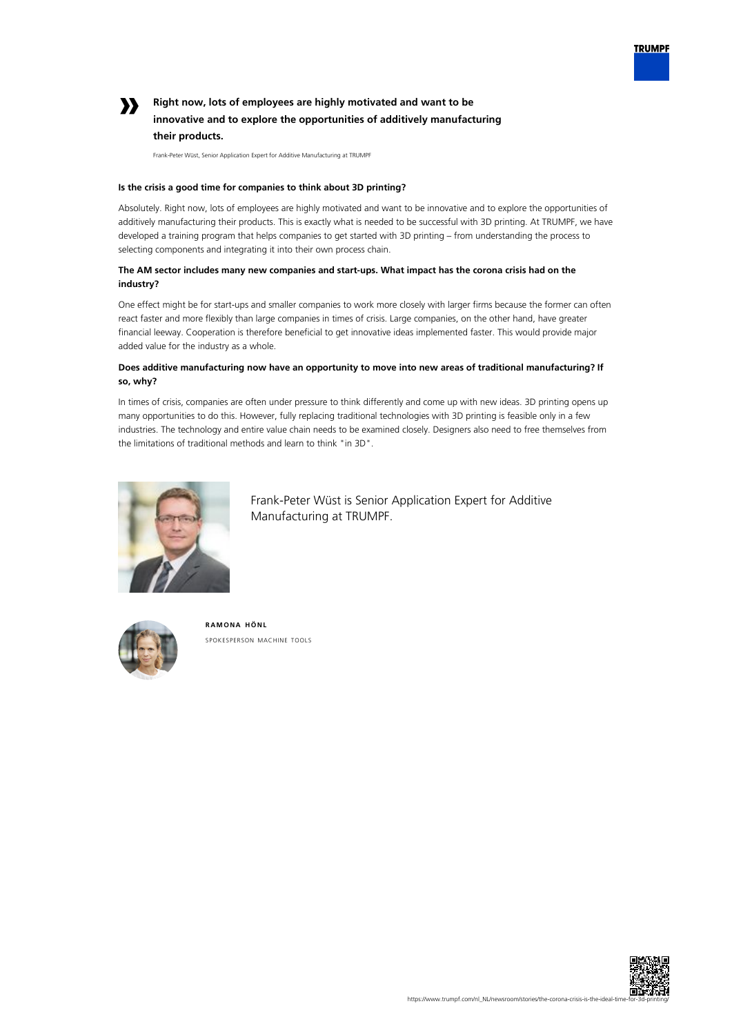» **Right now, lots of employees are highly motivated and want to be innovative and to explore the opportunities of additively manufacturing their products.**

Frank-Peter Wüst, Senior Application Expert for Additive Manufacturing at TRUMPF

**Is the crisis a good time for companies to think about 3D printing?**

Absolutely. Right now, lots of employees are highly motivated and want to be innovative and to explore the opportunities of additively manufacturing their products. This is exactly what is needed to be successful with 3D printing. At TRUMPF, we have developed a training program that helps companies to get started with 3D printing – from understanding the process to selecting components and integrating it into their own process chain.

**The AM sector includes many new companies and start-ups. What impact has the corona crisis had on the industry?**

One effect might be for start-ups and smaller companies to work more closely with larger firms because the former can often react faster and more flexibly than large companies in times of crisis. Large companies, on the other hand, have greater financial leeway. Cooperation is therefore beneficial to get innovative ideas implemented faster. This would provide major added value for the industry as a whole.

**Does additive manufacturing now have an opportunity to move into new areas of traditional manufacturing? If so, why?**

In times of crisis, companies are often under pressure to think differently and come up with new ideas. 3D printing opens up many opportunities to do this. However, fully replacing traditional technologies with 3D printing is feasible only in a few industries. The technology and entire value chain needs to be examined closely. Designers also need to free themselves from the limitations of traditional methods and learn to think "in 3D".

Frank-Peter Wüst is Senior Application Expert for Additive Manufacturing at TRUMPF.

**RAMONA HÖNL**

SPOKESPERSON MACHINE TOOLS